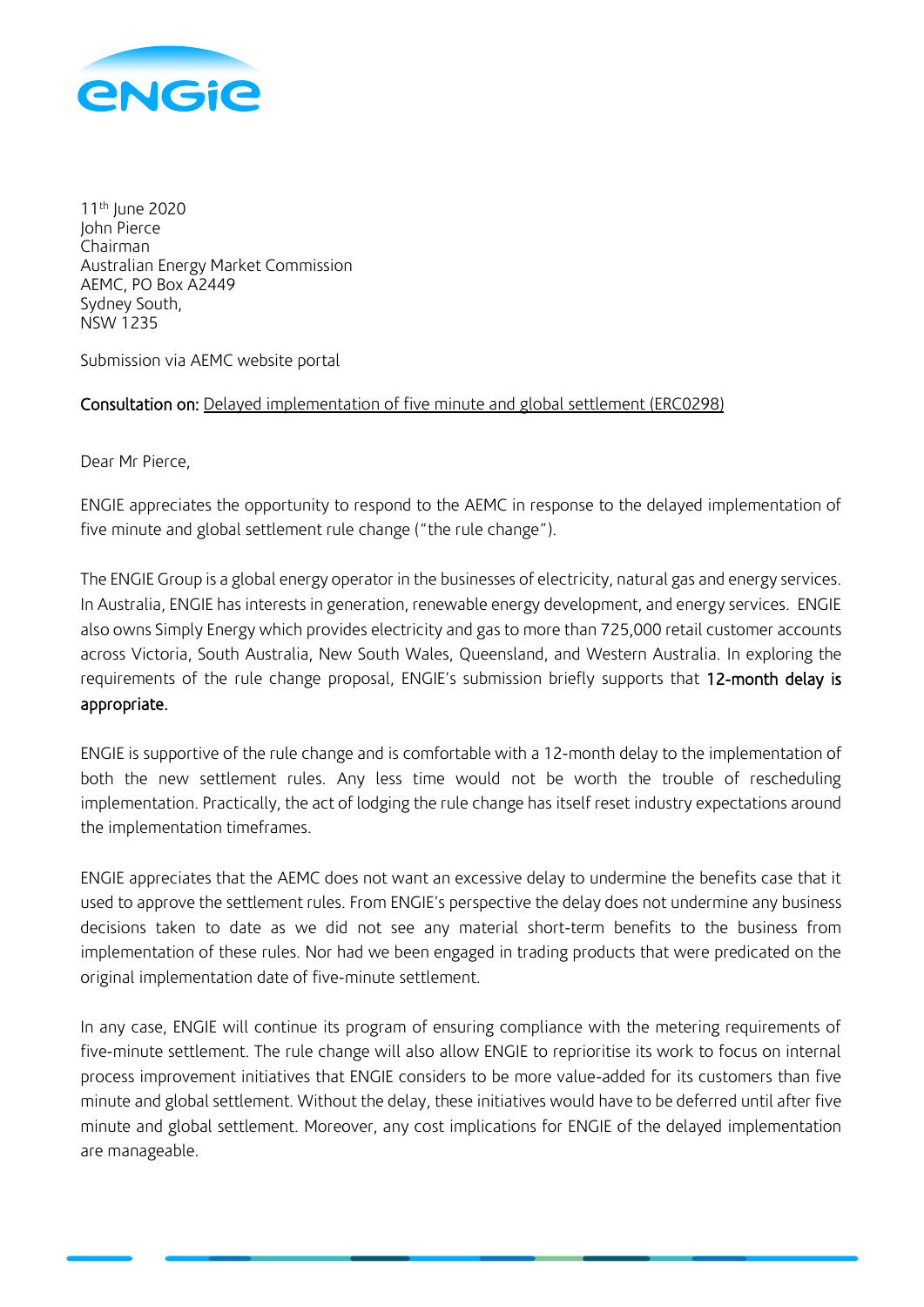11th June 2020
John Pierce
Chairman
Australian Energy Market Commission
AEMC, PO Box A2449
Sydney South,
NSW 1235

Submission via AEMC website portal

Consultation on: Delayed implementation of five minute and global settlement (ERC0298)

Dear Mr Pierce,

ENGIE appreciates the opportunity to respond to the AEMC in response to the delayed implementation of five minute and global settlement rule change ("the rule change").

The ENGIE Group is a global energy operator in the businesses of electricity, natural gas and energy services. In Australia, ENGIE has interests in generation, renewable energy development, and energy services. ENGIE also owns Simply Energy which provides electricity and gas to more than 725,000 retail customer accounts across Victoria, South Australia, New South Wales, Queensland, and Western Australia. In exploring the requirements of the rule change proposal, ENGIE's submission briefly supports that **12-month delay is appropriate.**

ENGIE is supportive of the rule change and is comfortable with a 12-month delay to the implementation of both the new settlement rules. Any less time would not be worth the trouble of rescheduling implementation. Practically, the act of lodging the rule change has itself reset industry expectations around the implementation timeframes.

ENGIE appreciates that the AEMC does not want an excessive delay to undermine the benefits case that it used to approve the settlement rules. From ENGIE's perspective the delay does not undermine any business decisions taken to date as we did not see any material short-term benefits to the business from implementation of these rules. Nor had we been engaged in trading products that were predicated on the original implementation date of five-minute settlement.

In any case, ENGIE will continue its program of ensuring compliance with the metering requirements of five-minute settlement. The rule change will also allow ENGIE to reprioritise its work to focus on internal process improvement initiatives that ENGIE considers to be more value-added for its customers than five minute and global settlement. Without the delay, these initiatives would have to be deferred until after five minute and global settlement. Moreover, any cost implications for ENGIE of the delayed implementation are manageable.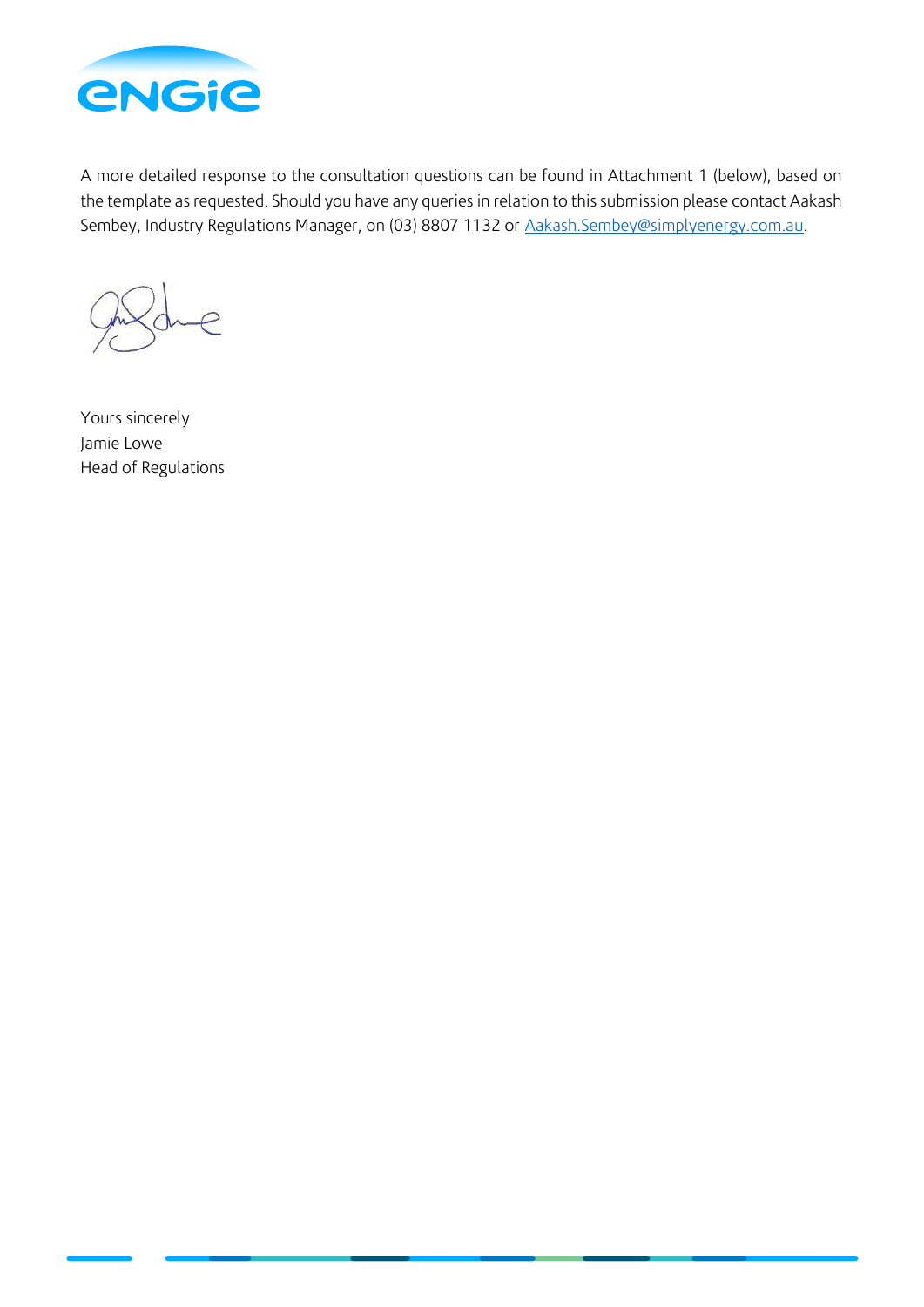A more detailed response to the consultation questions can be found in Attachment 1 (below), based on the template as requested. Should you have any queries in relation to this submission please contact Aakash Sembey, Industry Regulations Manager, on (03) 8807 1132 or Aakash.Sembey@simplyenergy.com.au.

Yours sincerely  
Jamie Lowe  
Head of Regulations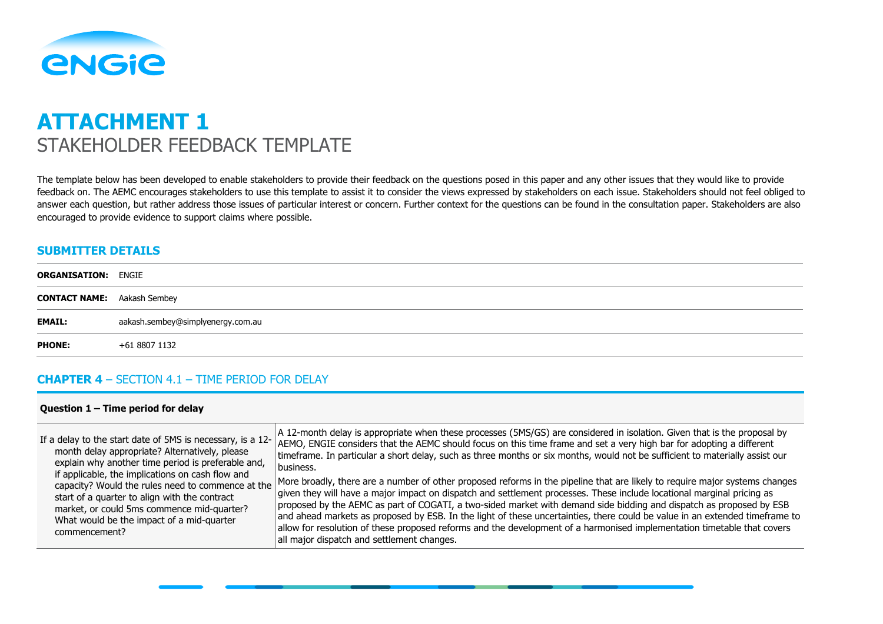# ATTACHMENT 1

## STAKEHOLDER FEEDBACK TEMPLATE

The template below has been developed to enable stakeholders to provide their feedback on the questions posed in this paper and any other issues that they would like to provide feedback on. The AEMC encourages stakeholders to use this template to assist it to consider the views expressed by stakeholders on each issue. Stakeholders should not feel obliged to answer each question, but rather address those issues of particular interest or concern. Further context for the questions can be found in the consultation paper. Stakeholders are also encouraged to provide evidence to support claims where possible.

### SUBMITTER DETAILS

| | |
|---|---|
| **ORGANISATION:** | ENGIE |
| **CONTACT NAME:** | Aakash Sembey |
| **EMAIL:** | aakash.sembey@simplyenergy.com.au |
| **PHONE:** | +61 8807 1132 |

### CHAPTER 4 – SECTION 4.1 – TIME PERIOD FOR DELAY

| **Question 1 – Time period for delay** | |
|---|---|
| If a delay to the start date of 5MS is necessary, is a 12-month delay appropriate? Alternatively, please explain why another time period is preferable and, if applicable, the implications on cash flow and capacity? Would the rules need to commence at the start of a quarter to align with the contract market, or could 5ms commence mid-quarter? What would be the impact of a mid-quarter commencement? | A 12-month delay is appropriate when these processes (5MS/GS) are considered in isolation. Given that is the proposal by AEMO, ENGIE considers that the AEMC should focus on this time frame and set a very high bar for adopting a different timeframe. In particular a short delay, such as three months or six months, would not be sufficient to materially assist our business.<br><br>More broadly, there are a number of other proposed reforms in the pipeline that are likely to require major systems changes given they will have a major impact on dispatch and settlement processes. These include locational marginal pricing as proposed by the AEMC as part of COGATI, a two-sided market with demand side bidding and dispatch as proposed by ESB and ahead markets as proposed by ESB. In the light of these uncertainties, there could be value in an extended timeframe to allow for resolution of these proposed reforms and the development of a harmonised implementation timetable that covers all major dispatch and settlement changes. |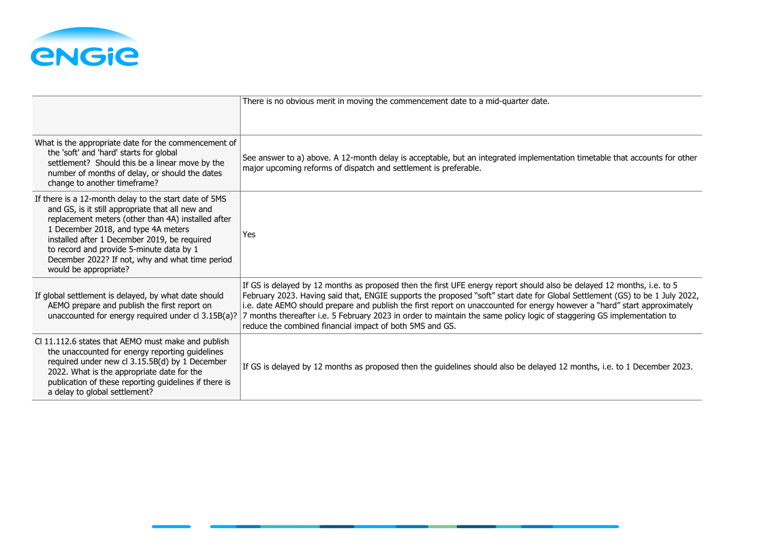| | |
|---|---|
| | There is no obvious merit in moving the commencement date to a mid-quarter date. |
| What is the appropriate date for the commencement of the 'soft' and 'hard' starts for global settlement? Should this be a linear move by the number of months of delay, or should the dates change to another timeframe? | See answer to a) above. A 12-month delay is acceptable, but an integrated implementation timetable that accounts for other major upcoming reforms of dispatch and settlement is preferable. |
| If there is a 12-month delay to the start date of 5MS and GS, is it still appropriate that all new and replacement meters (other than 4A) installed after 1 December 2018, and type 4A meters installed after 1 December 2019, be required to record and provide 5-minute data by 1 December 2022? If not, why and what time period would be appropriate? | Yes |
| If global settlement is delayed, by what date should AEMO prepare and publish the first report on unaccounted for energy required under cl 3.15B(a)? | If GS is delayed by 12 months as proposed then the first UFE energy report should also be delayed 12 months, i.e. to 5 February 2023. Having said that, ENGIE supports the proposed "soft" start date for Global Settlement (GS) to be 1 July 2022, i.e. date AEMO should prepare and publish the first report on unaccounted for energy however a "hard" start approximately 7 months thereafter i.e. 5 February 2023 in order to maintain the same policy logic of staggering GS implementation to reduce the combined financial impact of both 5MS and GS. |
| Cl 11.112.6 states that AEMO must make and publish the unaccounted for energy reporting guidelines required under new cl 3.15.5B(d) by 1 December 2022. What is the appropriate date for the publication of these reporting guidelines if there is a delay to global settlement? | If GS is delayed by 12 months as proposed then the guidelines should also be delayed 12 months, i.e. to 1 December 2023. |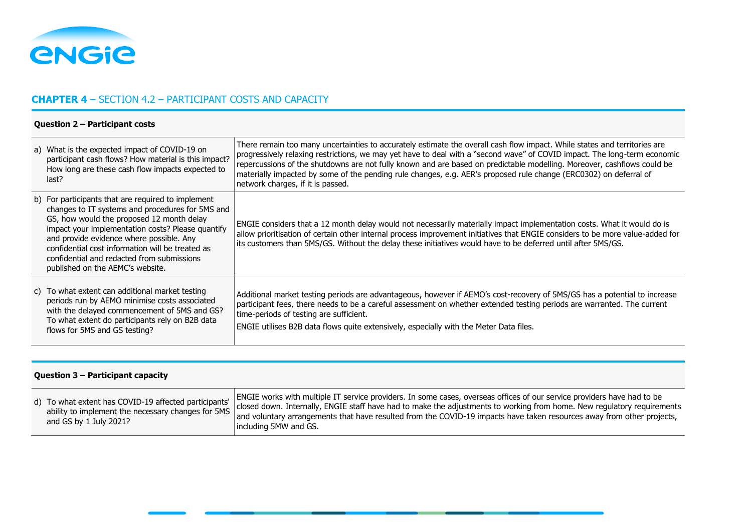## **CHAPTER 4** – SECTION 4.2 – PARTICIPANT COSTS AND CAPACITY

| **Question 2 – Participant costs** | |
|---|---|
| a) What is the expected impact of COVID-19 on participant cash flows? How material is this impact? How long are these cash flow impacts expected to last? | There remain too many uncertainties to accurately estimate the overall cash flow impact. While states and territories are progressively relaxing restrictions, we may yet have to deal with a "second wave" of COVID impact. The long-term economic repercussions of the shutdowns are not fully known and are based on predictable modelling. Moreover, cashflows could be materially impacted by some of the pending rule changes, e.g. AER's proposed rule change (ERC0302) on deferral of network charges, if it is passed. |
| b) For participants that are required to implement changes to IT systems and procedures for 5MS and GS, how would the proposed 12 month delay impact your implementation costs? Please quantify and provide evidence where possible. Any confidential cost information will be treated as confidential and redacted from submissions published on the AEMC's website. | ENGIE considers that a 12 month delay would not necessarily materially impact implementation costs. What it would do is allow prioritisation of certain other internal process improvement initiatives that ENGIE considers to be more value-added for its customers than 5MS/GS. Without the delay these initiatives would have to be deferred until after 5MS/GS. |
| c) To what extent can additional market testing periods run by AEMO minimise costs associated with the delayed commencement of 5MS and GS? To what extent do participants rely on B2B data flows for 5MS and GS testing? | Additional market testing periods are advantageous, however if AEMO's cost-recovery of 5MS/GS has a potential to increase participant fees, there needs to be a careful assessment on whether extended testing periods are warranted. The current time-periods of testing are sufficient.<br><br>ENGIE utilises B2B data flows quite extensively, especially with the Meter Data files. |

| **Question 3 – Participant capacity** | |
|---|---|
| d) To what extent has COVID-19 affected participants' ability to implement the necessary changes for 5MS and GS by 1 July 2021? | ENGIE works with multiple IT service providers. In some cases, overseas offices of our service providers have had to be closed down. Internally, ENGIE staff have had to make the adjustments to working from home. New regulatory requirements and voluntary arrangements that have resulted from the COVID-19 impacts have taken resources away from other projects, including 5MW and GS. |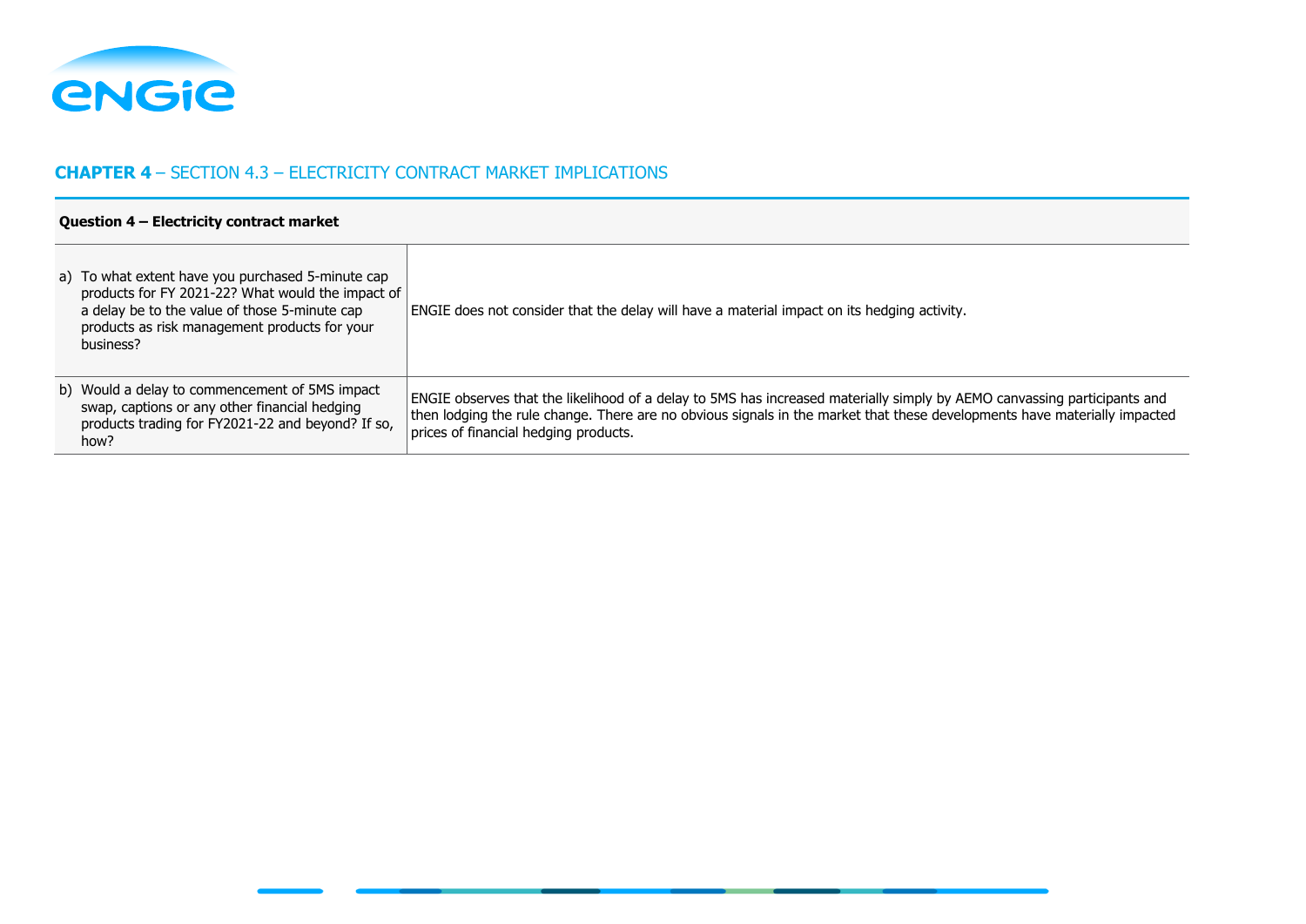## **CHAPTER 4** – SECTION 4.3 – ELECTRICITY CONTRACT MARKET IMPLICATIONS

| **Question 4 – Electricity contract market** | |
| --- | --- |
| a) To what extent have you purchased 5-minute cap products for FY 2021-22? What would the impact of a delay be to the value of those 5-minute cap products as risk management products for your business? | ENGIE does not consider that the delay will have a material impact on its hedging activity. |
| b) Would a delay to commencement of 5MS impact swap, captions or any other financial hedging products trading for FY2021-22 and beyond? If so, how? | ENGIE observes that the likelihood of a delay to 5MS has increased materially simply by AEMO canvassing participants and then lodging the rule change. There are no obvious signals in the market that these developments have materially impacted prices of financial hedging products. |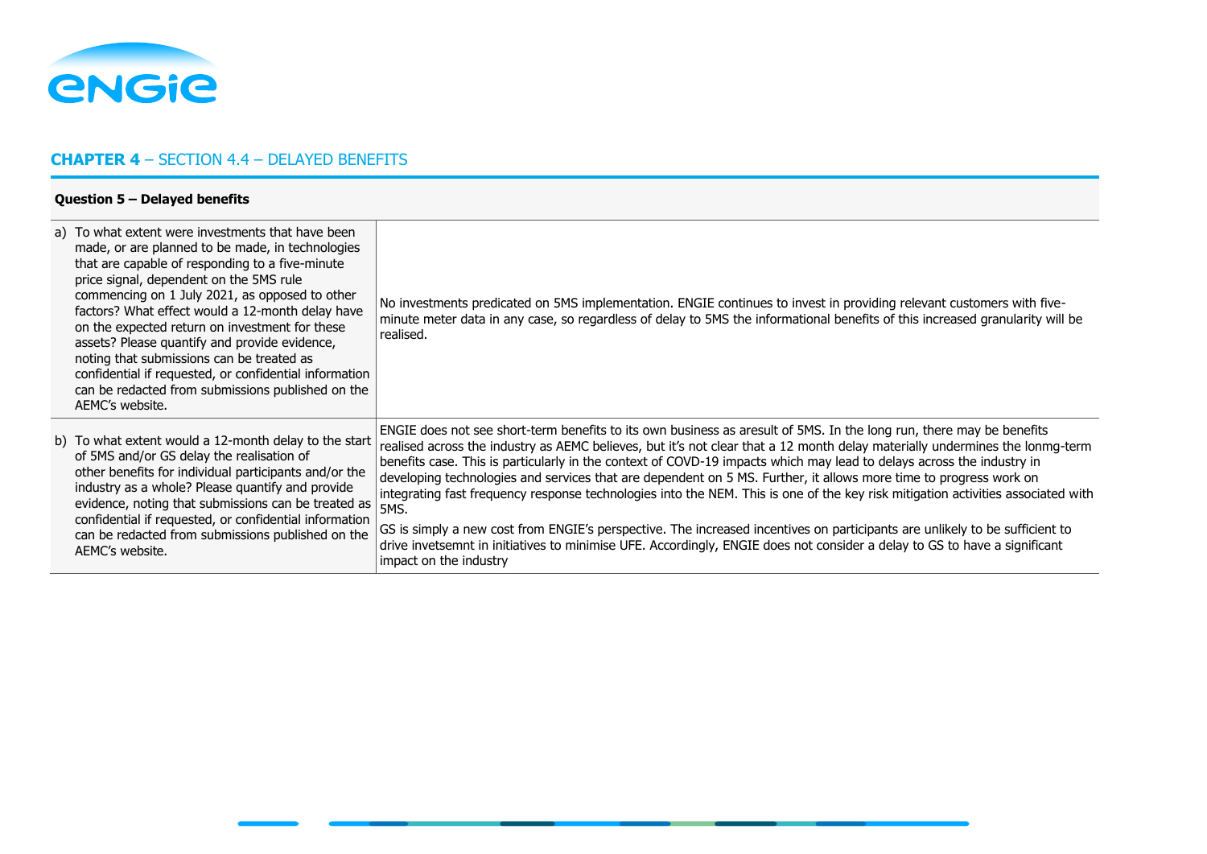## **CHAPTER 4** – SECTION 4.4 – DELAYED BENEFITS

| **Question 5 – Delayed benefits** | |
|---|---|
| a) To what extent were investments that have been made, or are planned to be made, in technologies that are capable of responding to a five-minute price signal, dependent on the 5MS rule commencing on 1 July 2021, as opposed to other factors? What effect would a 12-month delay have on the expected return on investment for these assets? Please quantify and provide evidence, noting that submissions can be treated as confidential if requested, or confidential information can be redacted from submissions published on the AEMC's website. | No investments predicated on 5MS implementation. ENGIE continues to invest in providing relevant customers with five-minute meter data in any case, so regardless of delay to 5MS the informational benefits of this increased granularity will be realised. |
| b) To what extent would a 12-month delay to the start of 5MS and/or GS delay the realisation of other benefits for individual participants and/or the industry as a whole? Please quantify and provide evidence, noting that submissions can be treated as confidential if requested, or confidential information can be redacted from submissions published on the AEMC's website. | ENGIE does not see short-term benefits to its own business as aresult of 5MS. In the long run, there may be benefits realised across the industry as AEMC believes, but it's not clear that a 12 month delay materially undermines the lonmg-term benefits case. This is particularly in the context of COVD-19 impacts which may lead to delays across the industry in developing technologies and services that are dependent on 5 MS. Further, it allows more time to progress work on integrating fast frequency response technologies into the NEM. This is one of the key risk mitigation activities associated with 5MS.<br><br>GS is simply a new cost from ENGIE's perspective. The increased incentives on participants are unlikely to be sufficient to drive invetsemnt in initiatives to minimise UFE. Accordingly, ENGIE does not consider a delay to GS to have a significant impact on the industry |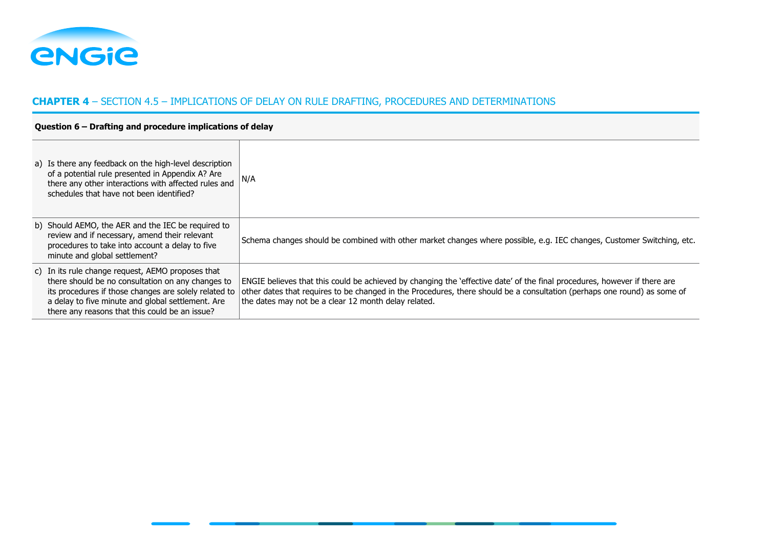## **CHAPTER 4** – SECTION 4.5 – IMPLICATIONS OF DELAY ON RULE DRAFTING, PROCEDURES AND DETERMINATIONS

| **Question 6 – Drafting and procedure implications of delay** | |
| --- | --- |
| a) Is there any feedback on the high-level description of a potential rule presented in Appendix A? Are there any other interactions with affected rules and schedules that have not been identified? | N/A |
| b) Should AEMO, the AER and the IEC be required to review and if necessary, amend their relevant procedures to take into account a delay to five minute and global settlement? | Schema changes should be combined with other market changes where possible, e.g. IEC changes, Customer Switching, etc. |
| c) In its rule change request, AEMO proposes that there should be no consultation on any changes to its procedures if those changes are solely related to a delay to five minute and global settlement. Are there any reasons that this could be an issue? | ENGIE believes that this could be achieved by changing the 'effective date' of the final procedures, however if there are other dates that requires to be changed in the Procedures, there should be a consultation (perhaps one round) as some of the dates may not be a clear 12 month delay related. |